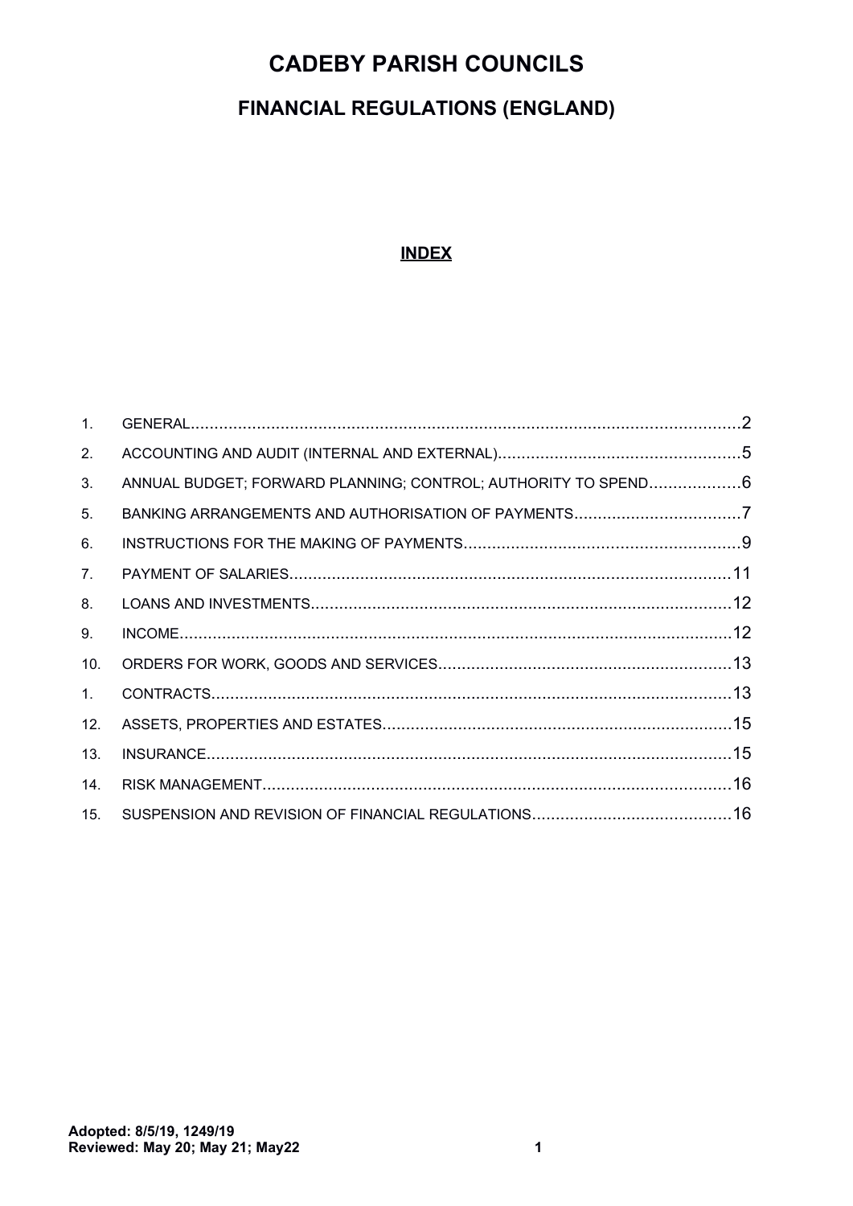# CADEBY PARISH COUNCILS

## FINANCIAL REGULATIONS (ENGLAND)

### INDEX

| | | |
|---|---|---|
| 1. | GENERAL | 2 |
| 2. | ACCOUNTING AND AUDIT (INTERNAL AND EXTERNAL) | 5 |
| 3. | ANNUAL BUDGET; FORWARD PLANNING; CONTROL; AUTHORITY TO SPEND | 6 |
| 5. | BANKING ARRANGEMENTS AND AUTHORISATION OF PAYMENTS | 7 |
| 6. | INSTRUCTIONS FOR THE MAKING OF PAYMENTS | 9 |
| 7. | PAYMENT OF SALARIES | 11 |
| 8. | LOANS AND INVESTMENTS | 12 |
| 9. | INCOME | 12 |
| 10. | ORDERS FOR WORK, GOODS AND SERVICES | 13 |
| 1. | CONTRACTS | 13 |
| 12. | ASSETS, PROPERTIES AND ESTATES | 15 |
| 13. | INSURANCE | 15 |
| 14. | RISK MANAGEMENT | 16 |
| 15. | SUSPENSION AND REVISION OF FINANCIAL REGULATIONS | 16 |

**Adopted: 8/5/19, 1249/19**
**Reviewed: May 20; May 21; May22**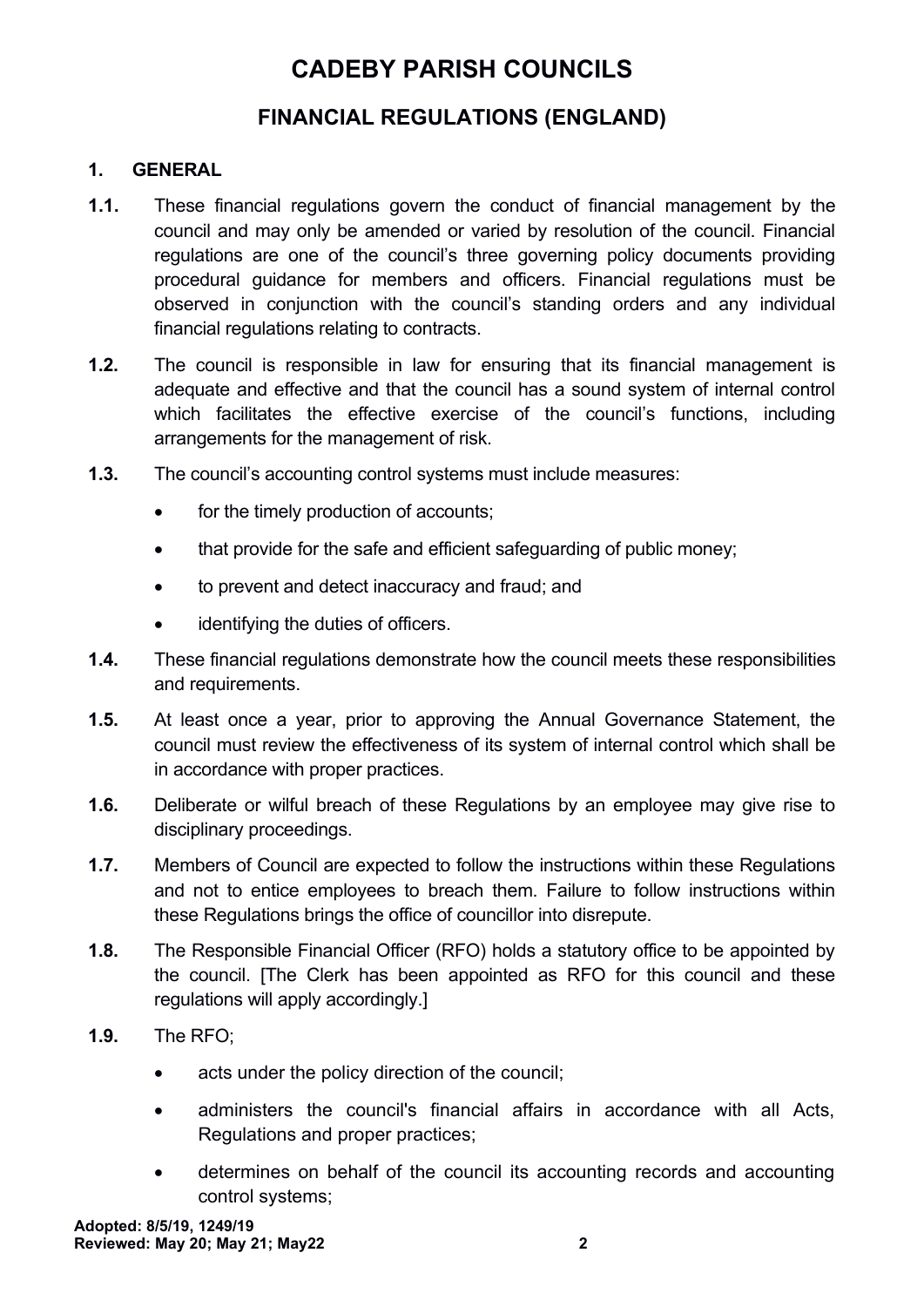# CADEBY PARISH COUNCILS

## FINANCIAL REGULATIONS (ENGLAND)

### 1. GENERAL

**1.1.** These financial regulations govern the conduct of financial management by the council and may only be amended or varied by resolution of the council. Financial regulations are one of the council's three governing policy documents providing procedural guidance for members and officers. Financial regulations must be observed in conjunction with the council's standing orders and any individual financial regulations relating to contracts.

**1.2.** The council is responsible in law for ensuring that its financial management is adequate and effective and that the council has a sound system of internal control which facilitates the effective exercise of the council's functions, including arrangements for the management of risk.

**1.3.** The council's accounting control systems must include measures:

- for the timely production of accounts;
- that provide for the safe and efficient safeguarding of public money;
- to prevent and detect inaccuracy and fraud; and
- identifying the duties of officers.

**1.4.** These financial regulations demonstrate how the council meets these responsibilities and requirements.

**1.5.** At least once a year, prior to approving the Annual Governance Statement, the council must review the effectiveness of its system of internal control which shall be in accordance with proper practices.

**1.6.** Deliberate or wilful breach of these Regulations by an employee may give rise to disciplinary proceedings.

**1.7.** Members of Council are expected to follow the instructions within these Regulations and not to entice employees to breach them. Failure to follow instructions within these Regulations brings the office of councillor into disrepute.

**1.8.** The Responsible Financial Officer (RFO) holds a statutory office to be appointed by the council. [The Clerk has been appointed as RFO for this council and these regulations will apply accordingly.]

**1.9.** The RFO;

- acts under the policy direction of the council;
- administers the council's financial affairs in accordance with all Acts, Regulations and proper practices;
- determines on behalf of the council its accounting records and accounting control systems;

**Adopted: 8/5/19, 1249/19**
**Reviewed: May 20; May 21; May22**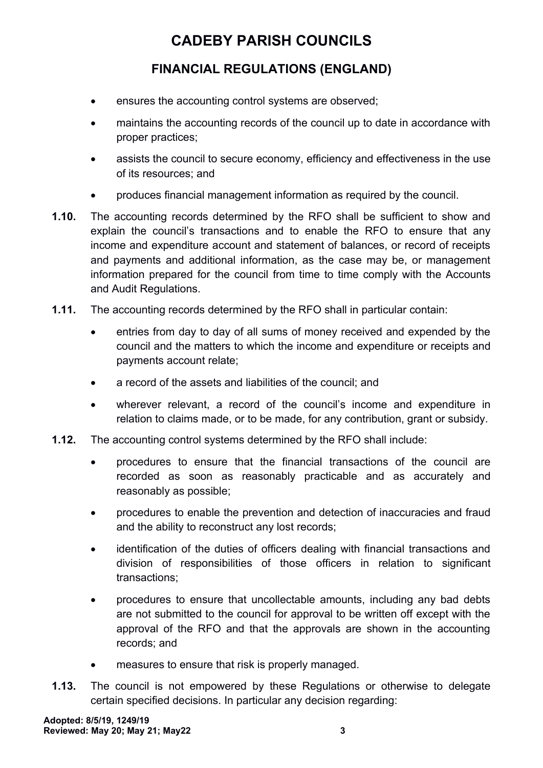- ensures the accounting control systems are observed;
- maintains the accounting records of the council up to date in accordance with proper practices;
- assists the council to secure economy, efficiency and effectiveness in the use of its resources; and
- produces financial management information as required by the council.

**1.10.** The accounting records determined by the RFO shall be sufficient to show and explain the council's transactions and to enable the RFO to ensure that any income and expenditure account and statement of balances, or record of receipts and payments and additional information, as the case may be, or management information prepared for the council from time to time comply with the Accounts and Audit Regulations.

**1.11.** The accounting records determined by the RFO shall in particular contain:

- entries from day to day of all sums of money received and expended by the council and the matters to which the income and expenditure or receipts and payments account relate;
- a record of the assets and liabilities of the council; and
- wherever relevant, a record of the council's income and expenditure in relation to claims made, or to be made, for any contribution, grant or subsidy.

**1.12.** The accounting control systems determined by the RFO shall include:

- procedures to ensure that the financial transactions of the council are recorded as soon as reasonably practicable and as accurately and reasonably as possible;
- procedures to enable the prevention and detection of inaccuracies and fraud and the ability to reconstruct any lost records;
- identification of the duties of officers dealing with financial transactions and division of responsibilities of those officers in relation to significant transactions;
- procedures to ensure that uncollectable amounts, including any bad debts are not submitted to the council for approval to be written off except with the approval of the RFO and that the approvals are shown in the accounting records; and
- measures to ensure that risk is properly managed.

**1.13.** The council is not empowered by these Regulations or otherwise to delegate certain specified decisions. In particular any decision regarding: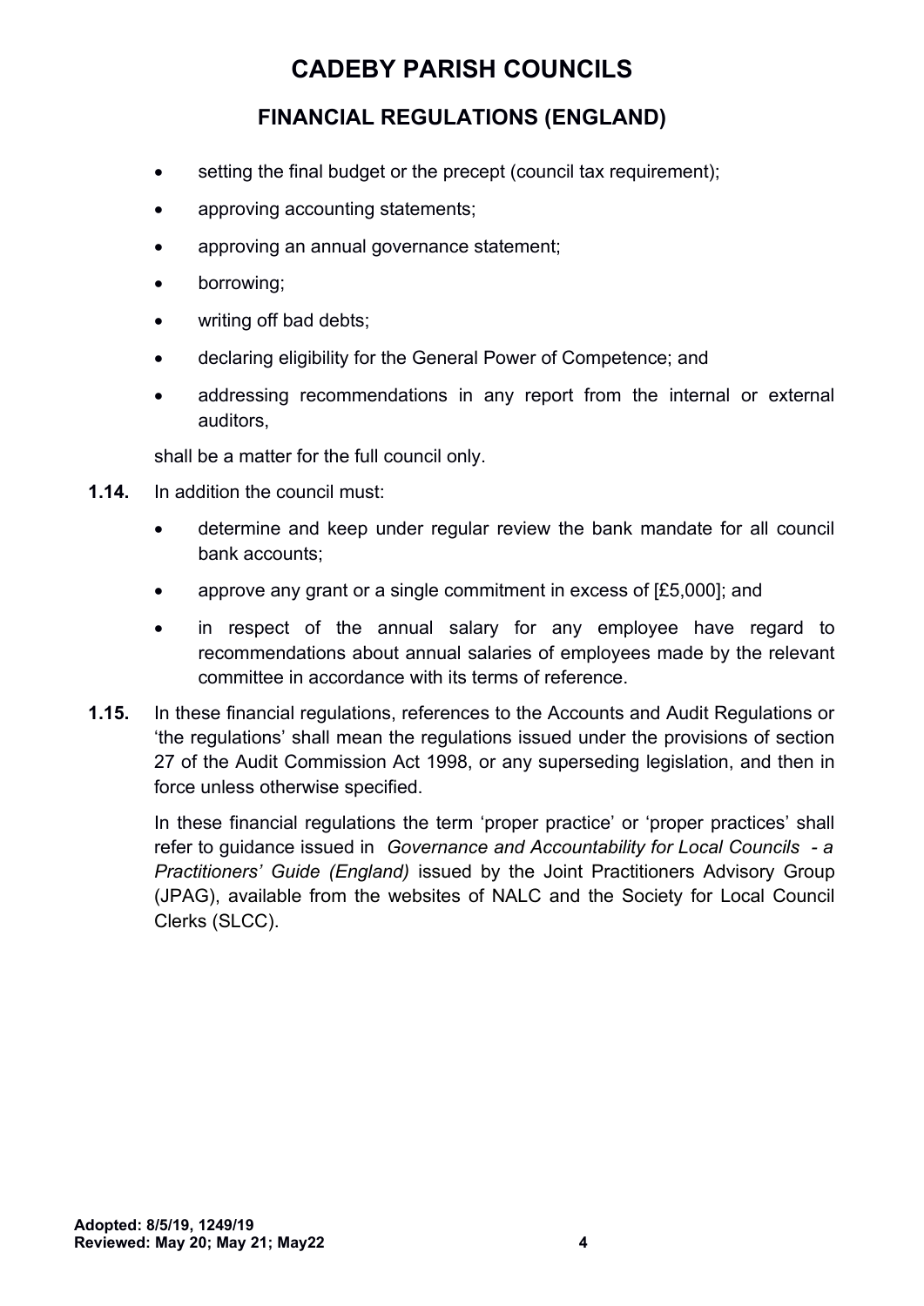- setting the final budget or the precept (council tax requirement);
- approving accounting statements;
- approving an annual governance statement;
- borrowing;
- writing off bad debts;
- declaring eligibility for the General Power of Competence; and
- addressing recommendations in any report from the internal or external auditors,

shall be a matter for the full council only.

**1.14.** In addition the council must:

- determine and keep under regular review the bank mandate for all council bank accounts;
- approve any grant or a single commitment in excess of [£5,000]; and
- in respect of the annual salary for any employee have regard to recommendations about annual salaries of employees made by the relevant committee in accordance with its terms of reference.

**1.15.** In these financial regulations, references to the Accounts and Audit Regulations or 'the regulations' shall mean the regulations issued under the provisions of section 27 of the Audit Commission Act 1998, or any superseding legislation, and then in force unless otherwise specified.

In these financial regulations the term 'proper practice' or 'proper practices' shall refer to guidance issued in *Governance and Accountability for Local Councils - a Practitioners' Guide (England)* issued by the Joint Practitioners Advisory Group (JPAG), available from the websites of NALC and the Society for Local Council Clerks (SLCC).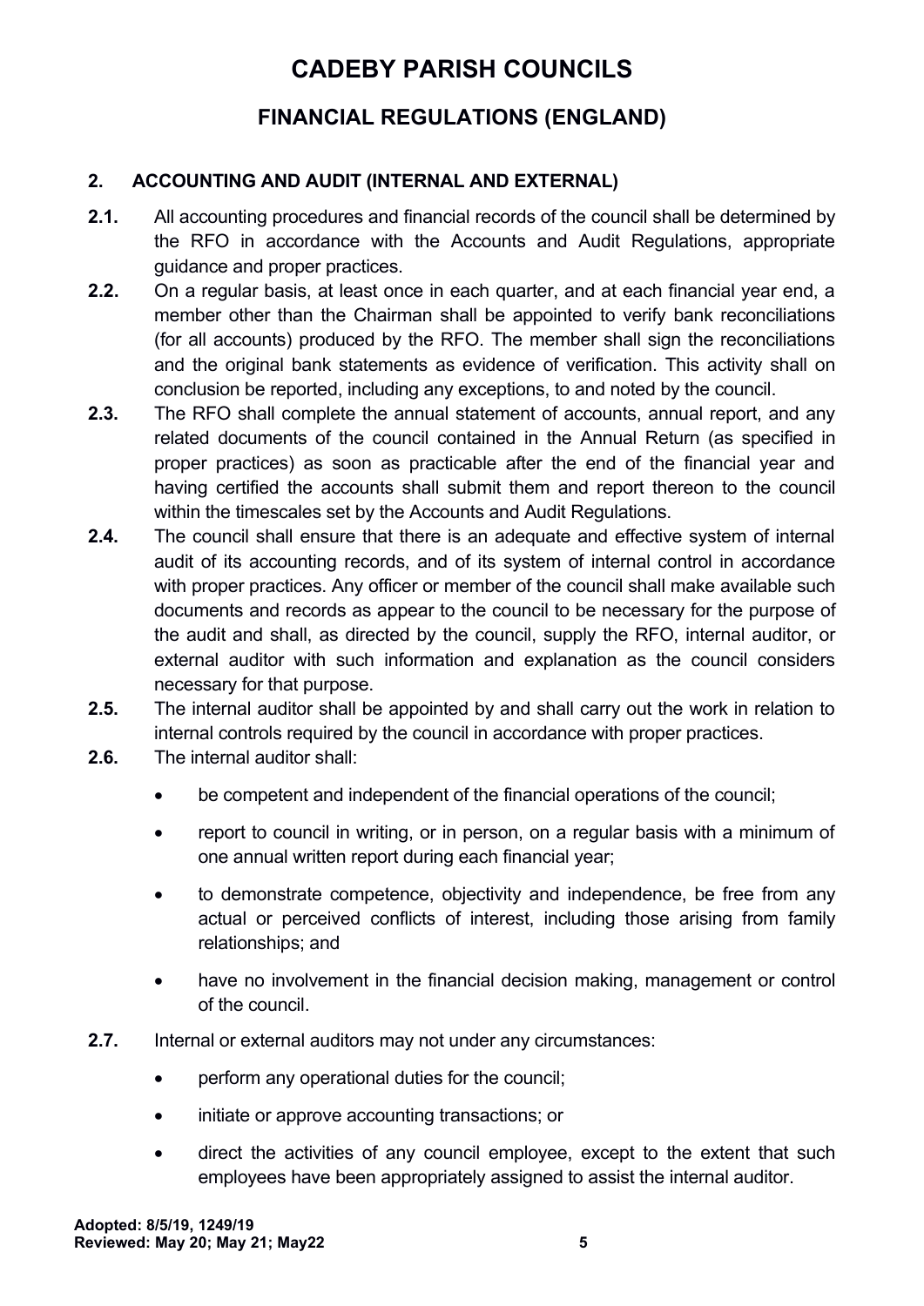# CADEBY PARISH COUNCILS

## FINANCIAL REGULATIONS (ENGLAND)

### 2. ACCOUNTING AND AUDIT (INTERNAL AND EXTERNAL)

**2.1.** All accounting procedures and financial records of the council shall be determined by the RFO in accordance with the Accounts and Audit Regulations, appropriate guidance and proper practices.

**2.2.** On a regular basis, at least once in each quarter, and at each financial year end, a member other than the Chairman shall be appointed to verify bank reconciliations (for all accounts) produced by the RFO. The member shall sign the reconciliations and the original bank statements as evidence of verification. This activity shall on conclusion be reported, including any exceptions, to and noted by the council.

**2.3.** The RFO shall complete the annual statement of accounts, annual report, and any related documents of the council contained in the Annual Return (as specified in proper practices) as soon as practicable after the end of the financial year and having certified the accounts shall submit them and report thereon to the council within the timescales set by the Accounts and Audit Regulations.

**2.4.** The council shall ensure that there is an adequate and effective system of internal audit of its accounting records, and of its system of internal control in accordance with proper practices. Any officer or member of the council shall make available such documents and records as appear to the council to be necessary for the purpose of the audit and shall, as directed by the council, supply the RFO, internal auditor, or external auditor with such information and explanation as the council considers necessary for that purpose.

**2.5.** The internal auditor shall be appointed by and shall carry out the work in relation to internal controls required by the council in accordance with proper practices.

**2.6.** The internal auditor shall:

- be competent and independent of the financial operations of the council;
- report to council in writing, or in person, on a regular basis with a minimum of one annual written report during each financial year;
- to demonstrate competence, objectivity and independence, be free from any actual or perceived conflicts of interest, including those arising from family relationships; and
- have no involvement in the financial decision making, management or control of the council.

**2.7.** Internal or external auditors may not under any circumstances:

- perform any operational duties for the council;
- initiate or approve accounting transactions; or
- direct the activities of any council employee, except to the extent that such employees have been appropriately assigned to assist the internal auditor.

**Adopted: 8/5/19, 1249/19**
**Reviewed: May 20; May 21; May22**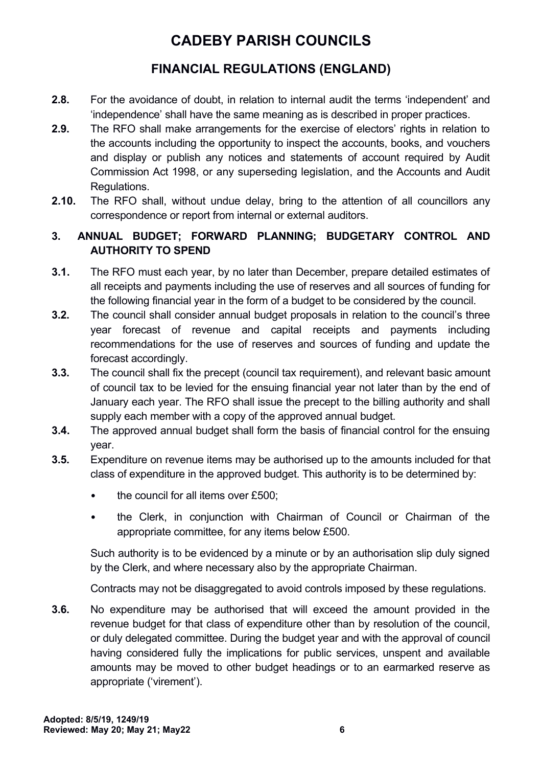**2.8.** For the avoidance of doubt, in relation to internal audit the terms 'independent' and 'independence' shall have the same meaning as is described in proper practices.

**2.9.** The RFO shall make arrangements for the exercise of electors' rights in relation to the accounts including the opportunity to inspect the accounts, books, and vouchers and display or publish any notices and statements of account required by Audit Commission Act 1998, or any superseding legislation, and the Accounts and Audit Regulations.

**2.10.** The RFO shall, without undue delay, bring to the attention of all councillors any correspondence or report from internal or external auditors.

## 3. ANNUAL BUDGET; FORWARD PLANNING; BUDGETARY CONTROL AND AUTHORITY TO SPEND

**3.1.** The RFO must each year, by no later than December, prepare detailed estimates of all receipts and payments including the use of reserves and all sources of funding for the following financial year in the form of a budget to be considered by the council.

**3.2.** The council shall consider annual budget proposals in relation to the council's three year forecast of revenue and capital receipts and payments including recommendations for the use of reserves and sources of funding and update the forecast accordingly.

**3.3.** The council shall fix the precept (council tax requirement), and relevant basic amount of council tax to be levied for the ensuing financial year not later than by the end of January each year. The RFO shall issue the precept to the billing authority and shall supply each member with a copy of the approved annual budget.

**3.4.** The approved annual budget shall form the basis of financial control for the ensuing year.

**3.5.** Expenditure on revenue items may be authorised up to the amounts included for that class of expenditure in the approved budget. This authority is to be determined by:

- the council for all items over £500;
- the Clerk, in conjunction with Chairman of Council or Chairman of the appropriate committee, for any items below £500.

Such authority is to be evidenced by a minute or by an authorisation slip duly signed by the Clerk, and where necessary also by the appropriate Chairman.

Contracts may not be disaggregated to avoid controls imposed by these regulations.

**3.6.** No expenditure may be authorised that will exceed the amount provided in the revenue budget for that class of expenditure other than by resolution of the council, or duly delegated committee. During the budget year and with the approval of council having considered fully the implications for public services, unspent and available amounts may be moved to other budget headings or to an earmarked reserve as appropriate ('virement').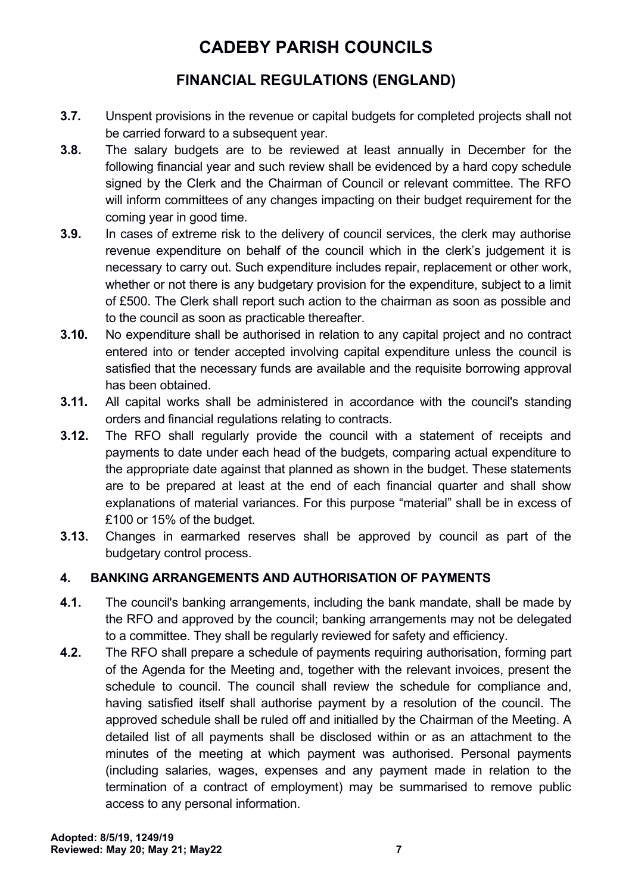- **3.7.** Unspent provisions in the revenue or capital budgets for completed projects shall not be carried forward to a subsequent year.
- **3.8.** The salary budgets are to be reviewed at least annually in December for the following financial year and such review shall be evidenced by a hard copy schedule signed by the Clerk and the Chairman of Council or relevant committee. The RFO will inform committees of any changes impacting on their budget requirement for the coming year in good time.
- **3.9.** In cases of extreme risk to the delivery of council services, the clerk may authorise revenue expenditure on behalf of the council which in the clerk's judgement it is necessary to carry out. Such expenditure includes repair, replacement or other work, whether or not there is any budgetary provision for the expenditure, subject to a limit of £500. The Clerk shall report such action to the chairman as soon as possible and to the council as soon as practicable thereafter.
- **3.10.** No expenditure shall be authorised in relation to any capital project and no contract entered into or tender accepted involving capital expenditure unless the council is satisfied that the necessary funds are available and the requisite borrowing approval has been obtained.
- **3.11.** All capital works shall be administered in accordance with the council's standing orders and financial regulations relating to contracts.
- **3.12.** The RFO shall regularly provide the council with a statement of receipts and payments to date under each head of the budgets, comparing actual expenditure to the appropriate date against that planned as shown in the budget. These statements are to be prepared at least at the end of each financial quarter and shall show explanations of material variances. For this purpose "material" shall be in excess of £100 or 15% of the budget.
- **3.13.** Changes in earmarked reserves shall be approved by council as part of the budgetary control process.

## 4. BANKING ARRANGEMENTS AND AUTHORISATION OF PAYMENTS

- **4.1.** The council's banking arrangements, including the bank mandate, shall be made by the RFO and approved by the council; banking arrangements may not be delegated to a committee. They shall be regularly reviewed for safety and efficiency.
- **4.2.** The RFO shall prepare a schedule of payments requiring authorisation, forming part of the Agenda for the Meeting and, together with the relevant invoices, present the schedule to council. The council shall review the schedule for compliance and, having satisfied itself shall authorise payment by a resolution of the council. The approved schedule shall be ruled off and initialled by the Chairman of the Meeting. A detailed list of all payments shall be disclosed within or as an attachment to the minutes of the meeting at which payment was authorised. Personal payments (including salaries, wages, expenses and any payment made in relation to the termination of a contract of employment) may be summarised to remove public access to any personal information.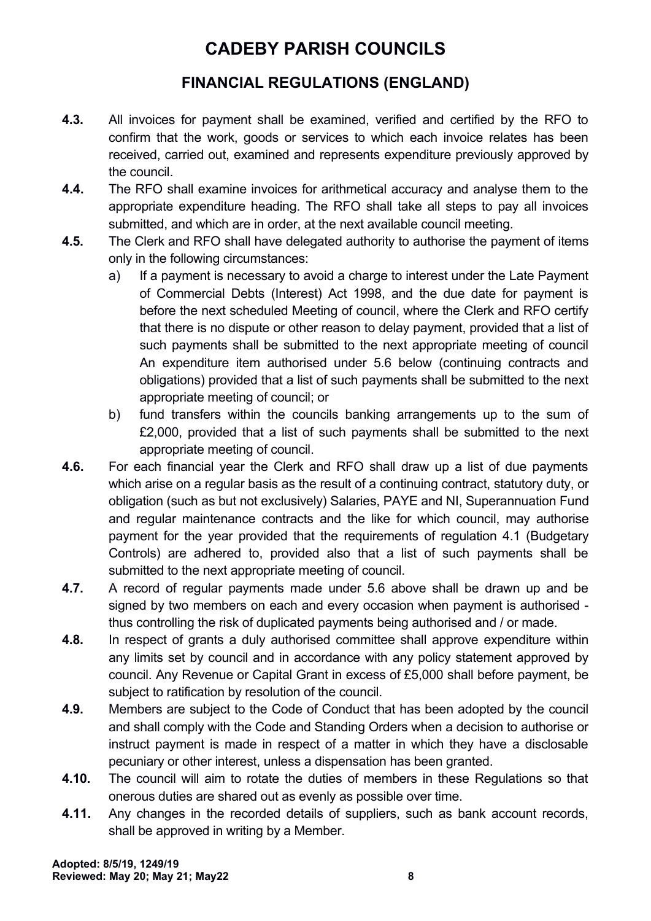# CADEBY PARISH COUNCILS

## FINANCIAL REGULATIONS (ENGLAND)

**4.3.** All invoices for payment shall be examined, verified and certified by the RFO to confirm that the work, goods or services to which each invoice relates has been received, carried out, examined and represents expenditure previously approved by the council.

**4.4.** The RFO shall examine invoices for arithmetical accuracy and analyse them to the appropriate expenditure heading. The RFO shall take all steps to pay all invoices submitted, and which are in order, at the next available council meeting.

**4.5.** The Clerk and RFO shall have delegated authority to authorise the payment of items only in the following circumstances:

a) If a payment is necessary to avoid a charge to interest under the Late Payment of Commercial Debts (Interest) Act 1998, and the due date for payment is before the next scheduled Meeting of council, where the Clerk and RFO certify that there is no dispute or other reason to delay payment, provided that a list of such payments shall be submitted to the next appropriate meeting of council An expenditure item authorised under 5.6 below (continuing contracts and obligations) provided that a list of such payments shall be submitted to the next appropriate meeting of council; or

b) fund transfers within the councils banking arrangements up to the sum of £2,000, provided that a list of such payments shall be submitted to the next appropriate meeting of council.

**4.6.** For each financial year the Clerk and RFO shall draw up a list of due payments which arise on a regular basis as the result of a continuing contract, statutory duty, or obligation (such as but not exclusively) Salaries, PAYE and NI, Superannuation Fund and regular maintenance contracts and the like for which council, may authorise payment for the year provided that the requirements of regulation 4.1 (Budgetary Controls) are adhered to, provided also that a list of such payments shall be submitted to the next appropriate meeting of council.

**4.7.** A record of regular payments made under 5.6 above shall be drawn up and be signed by two members on each and every occasion when payment is authorised - thus controlling the risk of duplicated payments being authorised and / or made.

**4.8.** In respect of grants a duly authorised committee shall approve expenditure within any limits set by council and in accordance with any policy statement approved by council. Any Revenue or Capital Grant in excess of £5,000 shall before payment, be subject to ratification by resolution of the council.

**4.9.** Members are subject to the Code of Conduct that has been adopted by the council and shall comply with the Code and Standing Orders when a decision to authorise or instruct payment is made in respect of a matter in which they have a disclosable pecuniary or other interest, unless a dispensation has been granted.

**4.10.** The council will aim to rotate the duties of members in these Regulations so that onerous duties are shared out as evenly as possible over time.

**4.11.** Any changes in the recorded details of suppliers, such as bank account records, shall be approved in writing by a Member.

**Adopted: 8/5/19, 1249/19**
**Reviewed: May 20; May 21; May22**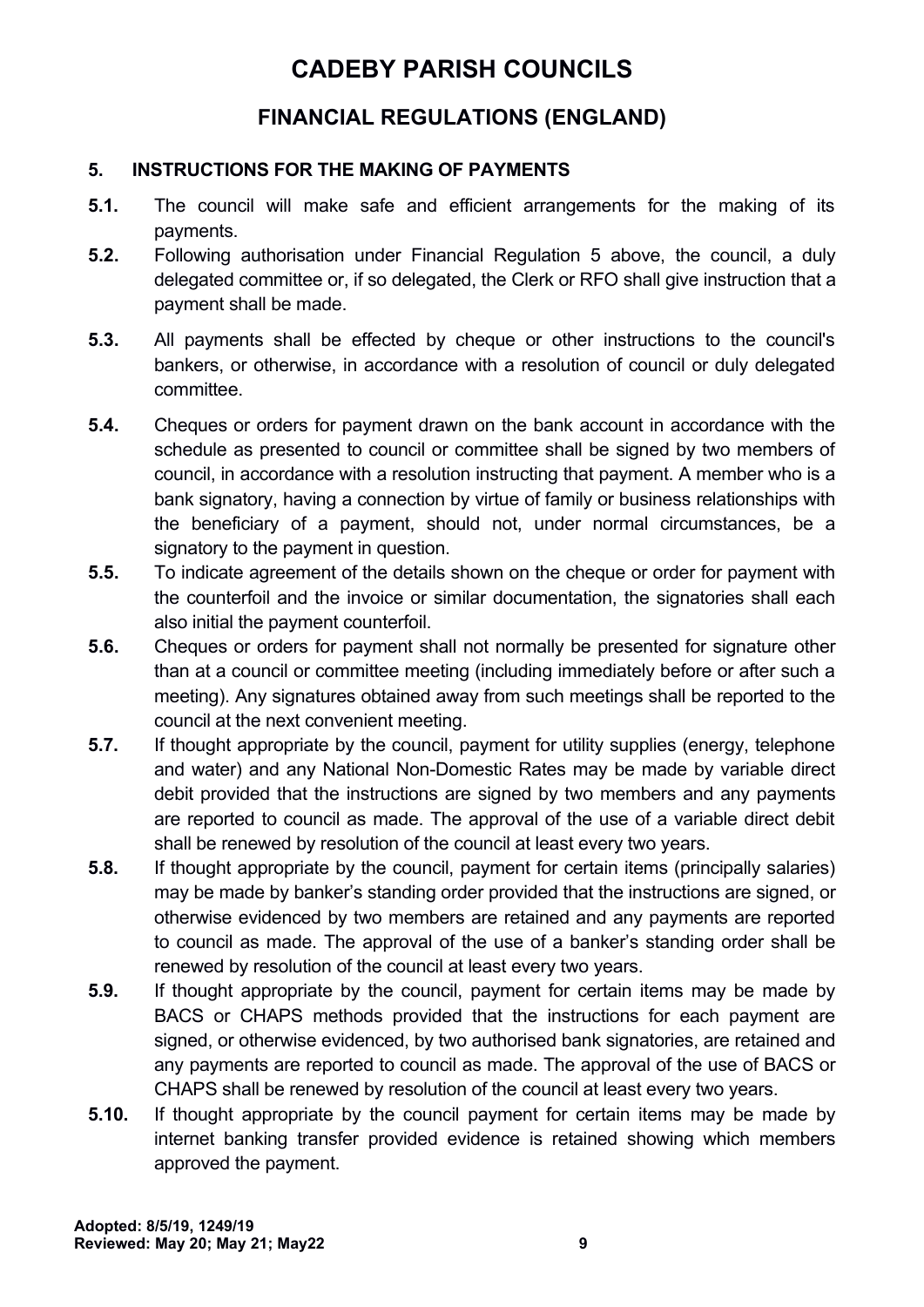# CADEBY PARISH COUNCILS

## FINANCIAL REGULATIONS (ENGLAND)

### 5. INSTRUCTIONS FOR THE MAKING OF PAYMENTS

**5.1.** The council will make safe and efficient arrangements for the making of its payments.

**5.2.** Following authorisation under Financial Regulation 5 above, the council, a duly delegated committee or, if so delegated, the Clerk or RFO shall give instruction that a payment shall be made.

**5.3.** All payments shall be effected by cheque or other instructions to the council's bankers, or otherwise, in accordance with a resolution of council or duly delegated committee.

**5.4.** Cheques or orders for payment drawn on the bank account in accordance with the schedule as presented to council or committee shall be signed by two members of council, in accordance with a resolution instructing that payment. A member who is a bank signatory, having a connection by virtue of family or business relationships with the beneficiary of a payment, should not, under normal circumstances, be a signatory to the payment in question.

**5.5.** To indicate agreement of the details shown on the cheque or order for payment with the counterfoil and the invoice or similar documentation, the signatories shall each also initial the payment counterfoil.

**5.6.** Cheques or orders for payment shall not normally be presented for signature other than at a council or committee meeting (including immediately before or after such a meeting). Any signatures obtained away from such meetings shall be reported to the council at the next convenient meeting.

**5.7.** If thought appropriate by the council, payment for utility supplies (energy, telephone and water) and any National Non-Domestic Rates may be made by variable direct debit provided that the instructions are signed by two members and any payments are reported to council as made. The approval of the use of a variable direct debit shall be renewed by resolution of the council at least every two years.

**5.8.** If thought appropriate by the council, payment for certain items (principally salaries) may be made by banker's standing order provided that the instructions are signed, or otherwise evidenced by two members are retained and any payments are reported to council as made. The approval of the use of a banker's standing order shall be renewed by resolution of the council at least every two years.

**5.9.** If thought appropriate by the council, payment for certain items may be made by BACS or CHAPS methods provided that the instructions for each payment are signed, or otherwise evidenced, by two authorised bank signatories, are retained and any payments are reported to council as made. The approval of the use of BACS or CHAPS shall be renewed by resolution of the council at least every two years.

**5.10.** If thought appropriate by the council payment for certain items may be made by internet banking transfer provided evidence is retained showing which members approved the payment.

**Adopted: 8/5/19, 1249/19**
**Reviewed: May 20; May 21; May22**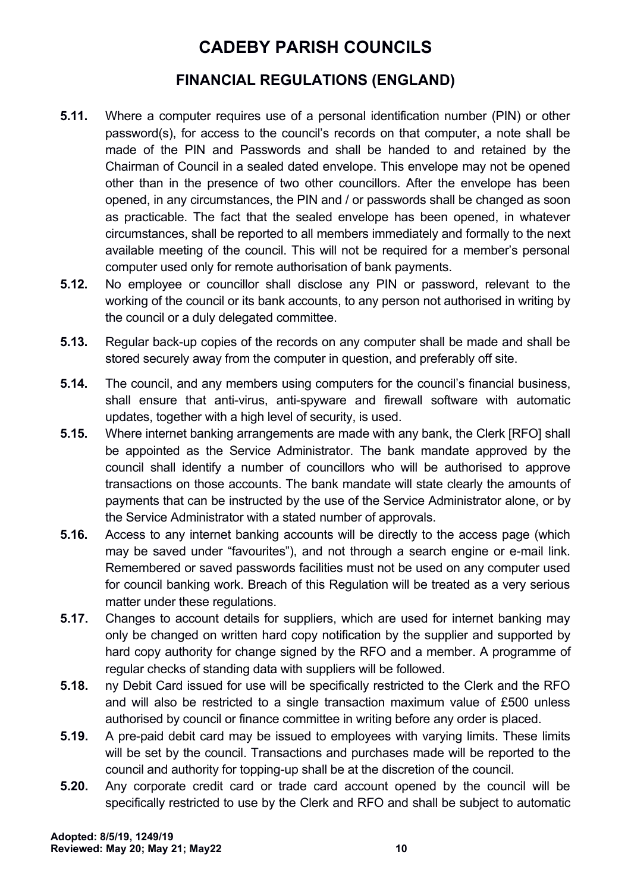# CADEBY PARISH COUNCILS

## FINANCIAL REGULATIONS (ENGLAND)

**5.11.** Where a computer requires use of a personal identification number (PIN) or other password(s), for access to the council's records on that computer, a note shall be made of the PIN and Passwords and shall be handed to and retained by the Chairman of Council in a sealed dated envelope. This envelope may not be opened other than in the presence of two other councillors. After the envelope has been opened, in any circumstances, the PIN and / or passwords shall be changed as soon as practicable. The fact that the sealed envelope has been opened, in whatever circumstances, shall be reported to all members immediately and formally to the next available meeting of the council. This will not be required for a member's personal computer used only for remote authorisation of bank payments.

**5.12.** No employee or councillor shall disclose any PIN or password, relevant to the working of the council or its bank accounts, to any person not authorised in writing by the council or a duly delegated committee.

**5.13.** Regular back-up copies of the records on any computer shall be made and shall be stored securely away from the computer in question, and preferably off site.

**5.14.** The council, and any members using computers for the council's financial business, shall ensure that anti-virus, anti-spyware and firewall software with automatic updates, together with a high level of security, is used.

**5.15.** Where internet banking arrangements are made with any bank, the Clerk [RFO] shall be appointed as the Service Administrator. The bank mandate approved by the council shall identify a number of councillors who will be authorised to approve transactions on those accounts. The bank mandate will state clearly the amounts of payments that can be instructed by the use of the Service Administrator alone, or by the Service Administrator with a stated number of approvals.

**5.16.** Access to any internet banking accounts will be directly to the access page (which may be saved under "favourites"), and not through a search engine or e-mail link. Remembered or saved passwords facilities must not be used on any computer used for council banking work. Breach of this Regulation will be treated as a very serious matter under these regulations.

**5.17.** Changes to account details for suppliers, which are used for internet banking may only be changed on written hard copy notification by the supplier and supported by hard copy authority for change signed by the RFO and a member. A programme of regular checks of standing data with suppliers will be followed.

**5.18.** ny Debit Card issued for use will be specifically restricted to the Clerk and the RFO and will also be restricted to a single transaction maximum value of £500 unless authorised by council or finance committee in writing before any order is placed.

**5.19.** A pre-paid debit card may be issued to employees with varying limits. These limits will be set by the council. Transactions and purchases made will be reported to the council and authority for topping-up shall be at the discretion of the council.

**5.20.** Any corporate credit card or trade card account opened by the council will be specifically restricted to use by the Clerk and RFO and shall be subject to automatic

**Adopted: 8/5/19, 1249/19**
**Reviewed: May 20; May 21; May22**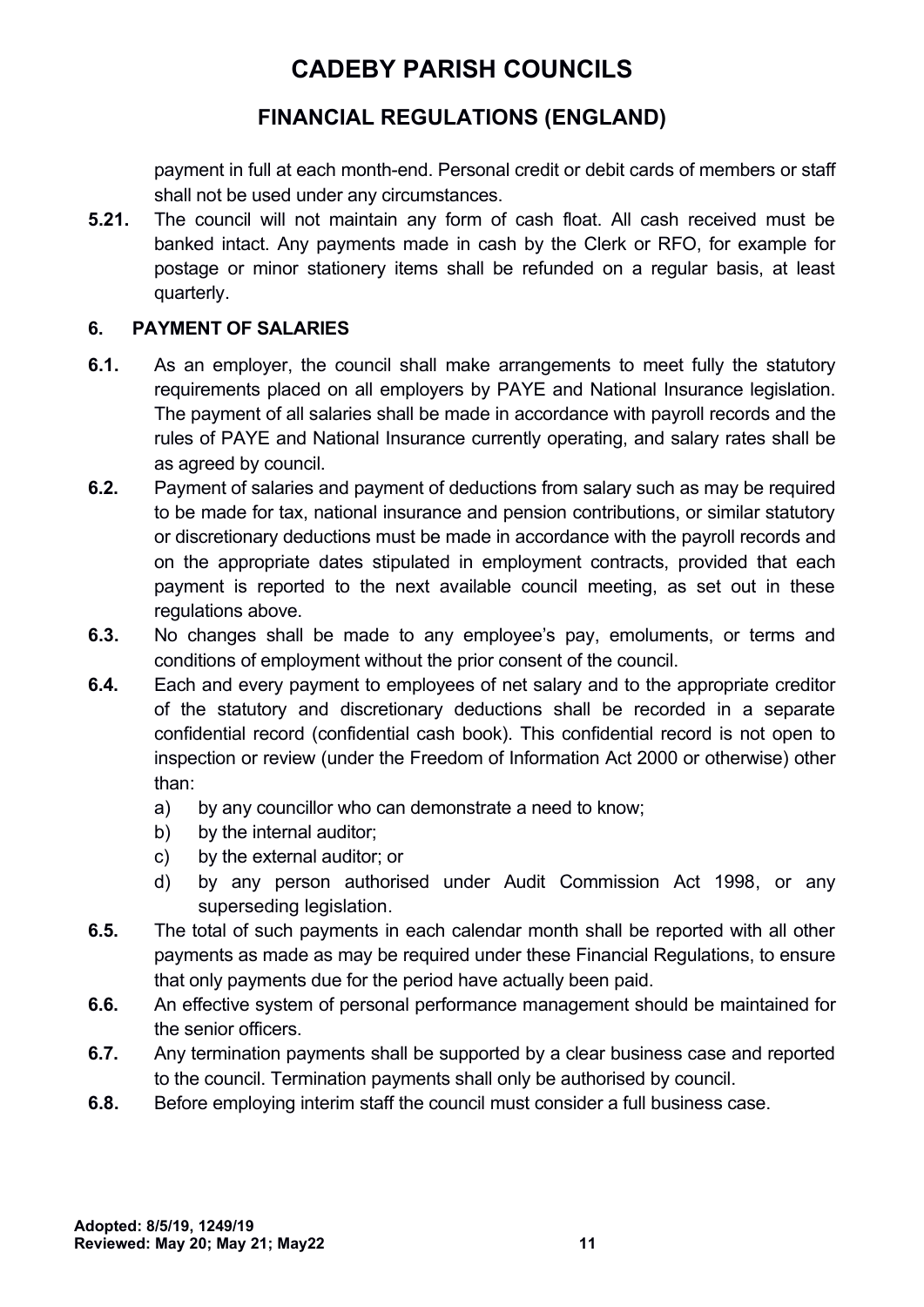payment in full at each month-end. Personal credit or debit cards of members or staff shall not be used under any circumstances.

**5.21.** The council will not maintain any form of cash float. All cash received must be banked intact. Any payments made in cash by the Clerk or RFO, for example for postage or minor stationery items shall be refunded on a regular basis, at least quarterly.

## 6. PAYMENT OF SALARIES

**6.1.** As an employer, the council shall make arrangements to meet fully the statutory requirements placed on all employers by PAYE and National Insurance legislation. The payment of all salaries shall be made in accordance with payroll records and the rules of PAYE and National Insurance currently operating, and salary rates shall be as agreed by council.

**6.2.** Payment of salaries and payment of deductions from salary such as may be required to be made for tax, national insurance and pension contributions, or similar statutory or discretionary deductions must be made in accordance with the payroll records and on the appropriate dates stipulated in employment contracts, provided that each payment is reported to the next available council meeting, as set out in these regulations above.

**6.3.** No changes shall be made to any employee's pay, emoluments, or terms and conditions of employment without the prior consent of the council.

**6.4.** Each and every payment to employees of net salary and to the appropriate creditor of the statutory and discretionary deductions shall be recorded in a separate confidential record (confidential cash book). This confidential record is not open to inspection or review (under the Freedom of Information Act 2000 or otherwise) other than:

a) by any councillor who can demonstrate a need to know;
b) by the internal auditor;
c) by the external auditor; or
d) by any person authorised under Audit Commission Act 1998, or any superseding legislation.

**6.5.** The total of such payments in each calendar month shall be reported with all other payments as made as may be required under these Financial Regulations, to ensure that only payments due for the period have actually been paid.

**6.6.** An effective system of personal performance management should be maintained for the senior officers.

**6.7.** Any termination payments shall be supported by a clear business case and reported to the council. Termination payments shall only be authorised by council.

**6.8.** Before employing interim staff the council must consider a full business case.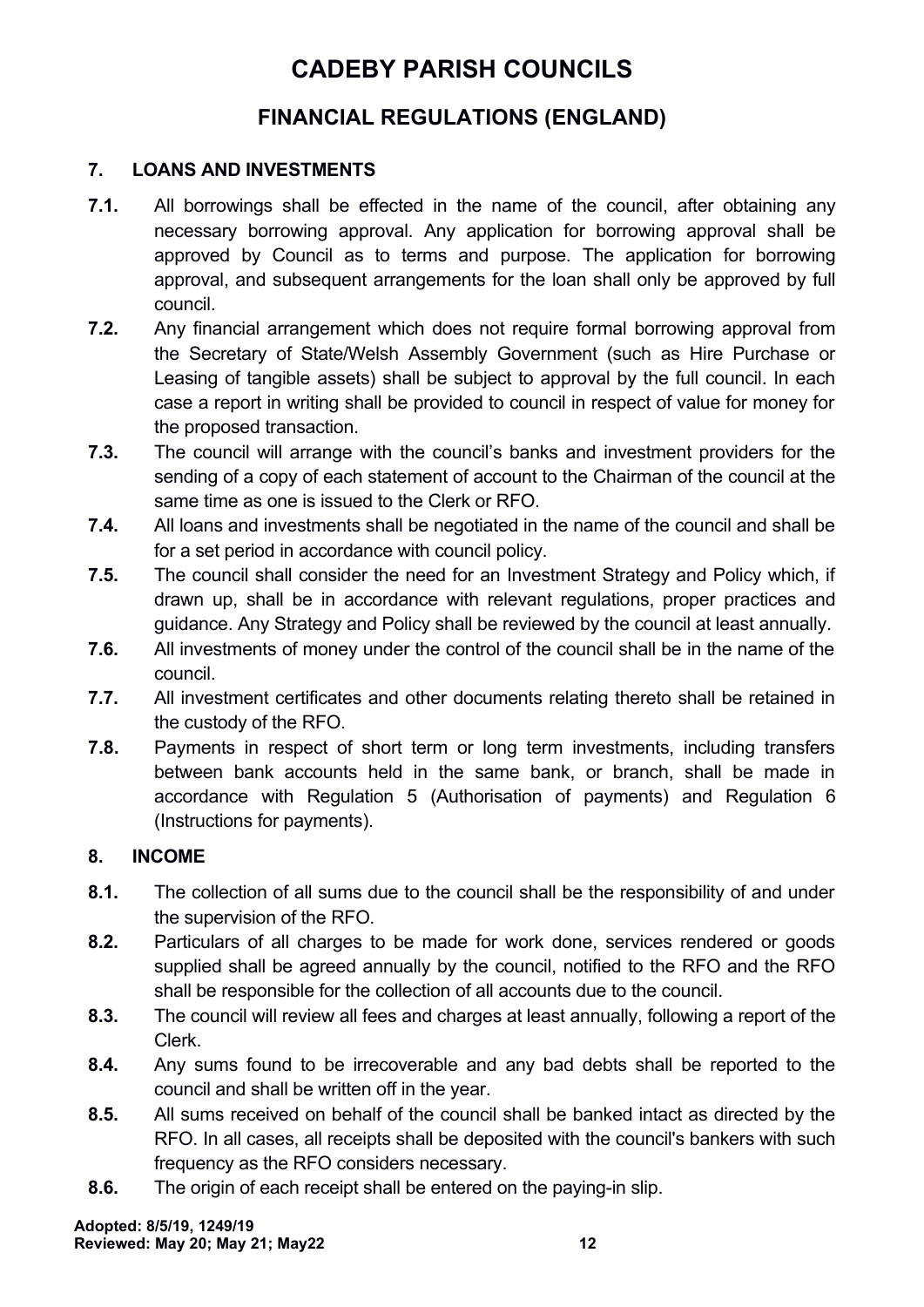# CADEBY PARISH COUNCILS

## FINANCIAL REGULATIONS (ENGLAND)

### 7. LOANS AND INVESTMENTS

**7.1.** All borrowings shall be effected in the name of the council, after obtaining any necessary borrowing approval. Any application for borrowing approval shall be approved by Council as to terms and purpose. The application for borrowing approval, and subsequent arrangements for the loan shall only be approved by full council.

**7.2.** Any financial arrangement which does not require formal borrowing approval from the Secretary of State/Welsh Assembly Government (such as Hire Purchase or Leasing of tangible assets) shall be subject to approval by the full council. In each case a report in writing shall be provided to council in respect of value for money for the proposed transaction.

**7.3.** The council will arrange with the council's banks and investment providers for the sending of a copy of each statement of account to the Chairman of the council at the same time as one is issued to the Clerk or RFO.

**7.4.** All loans and investments shall be negotiated in the name of the council and shall be for a set period in accordance with council policy.

**7.5.** The council shall consider the need for an Investment Strategy and Policy which, if drawn up, shall be in accordance with relevant regulations, proper practices and guidance. Any Strategy and Policy shall be reviewed by the council at least annually.

**7.6.** All investments of money under the control of the council shall be in the name of the council.

**7.7.** All investment certificates and other documents relating thereto shall be retained in the custody of the RFO.

**7.8.** Payments in respect of short term or long term investments, including transfers between bank accounts held in the same bank, or branch, shall be made in accordance with Regulation 5 (Authorisation of payments) and Regulation 6 (Instructions for payments).

### 8. INCOME

**8.1.** The collection of all sums due to the council shall be the responsibility of and under the supervision of the RFO.

**8.2.** Particulars of all charges to be made for work done, services rendered or goods supplied shall be agreed annually by the council, notified to the RFO and the RFO shall be responsible for the collection of all accounts due to the council.

**8.3.** The council will review all fees and charges at least annually, following a report of the Clerk.

**8.4.** Any sums found to be irrecoverable and any bad debts shall be reported to the council and shall be written off in the year.

**8.5.** All sums received on behalf of the council shall be banked intact as directed by the RFO. In all cases, all receipts shall be deposited with the council's bankers with such frequency as the RFO considers necessary.

**8.6.** The origin of each receipt shall be entered on the paying-in slip.

**Adopted: 8/5/19, 1249/19**
**Reviewed: May 20; May 21; May22**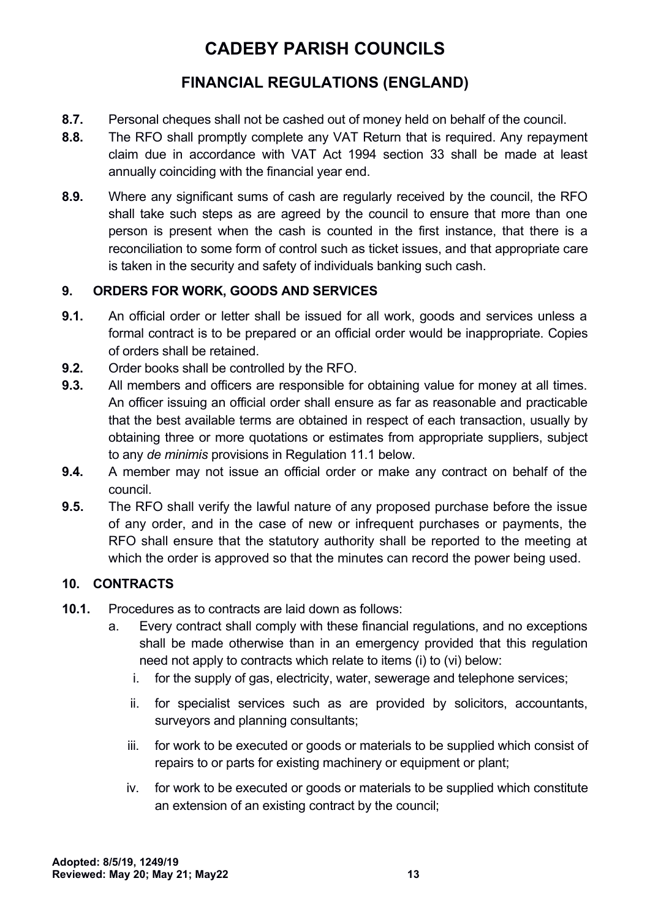**8.7.** Personal cheques shall not be cashed out of money held on behalf of the council.

**8.8.** The RFO shall promptly complete any VAT Return that is required. Any repayment claim due in accordance with VAT Act 1994 section 33 shall be made at least annually coinciding with the financial year end.

**8.9.** Where any significant sums of cash are regularly received by the council, the RFO shall take such steps as are agreed by the council to ensure that more than one person is present when the cash is counted in the first instance, that there is a reconciliation to some form of control such as ticket issues, and that appropriate care is taken in the security and safety of individuals banking such cash.

## 9. ORDERS FOR WORK, GOODS AND SERVICES

**9.1.** An official order or letter shall be issued for all work, goods and services unless a formal contract is to be prepared or an official order would be inappropriate. Copies of orders shall be retained.

**9.2.** Order books shall be controlled by the RFO.

**9.3.** All members and officers are responsible for obtaining value for money at all times. An officer issuing an official order shall ensure as far as reasonable and practicable that the best available terms are obtained in respect of each transaction, usually by obtaining three or more quotations or estimates from appropriate suppliers, subject to any *de minimis* provisions in Regulation 11.1 below.

**9.4.** A member may not issue an official order or make any contract on behalf of the council.

**9.5.** The RFO shall verify the lawful nature of any proposed purchase before the issue of any order, and in the case of new or infrequent purchases or payments, the RFO shall ensure that the statutory authority shall be reported to the meeting at which the order is approved so that the minutes can record the power being used.

## 10. CONTRACTS

**10.1.** Procedures as to contracts are laid down as follows:

a. Every contract shall comply with these financial regulations, and no exceptions shall be made otherwise than in an emergency provided that this regulation need not apply to contracts which relate to items (i) to (vi) below:

   i. for the supply of gas, electricity, water, sewerage and telephone services;

   ii. for specialist services such as are provided by solicitors, accountants, surveyors and planning consultants;

   iii. for work to be executed or goods or materials to be supplied which consist of repairs to or parts for existing machinery or equipment or plant;

   iv. for work to be executed or goods or materials to be supplied which constitute an extension of an existing contract by the council;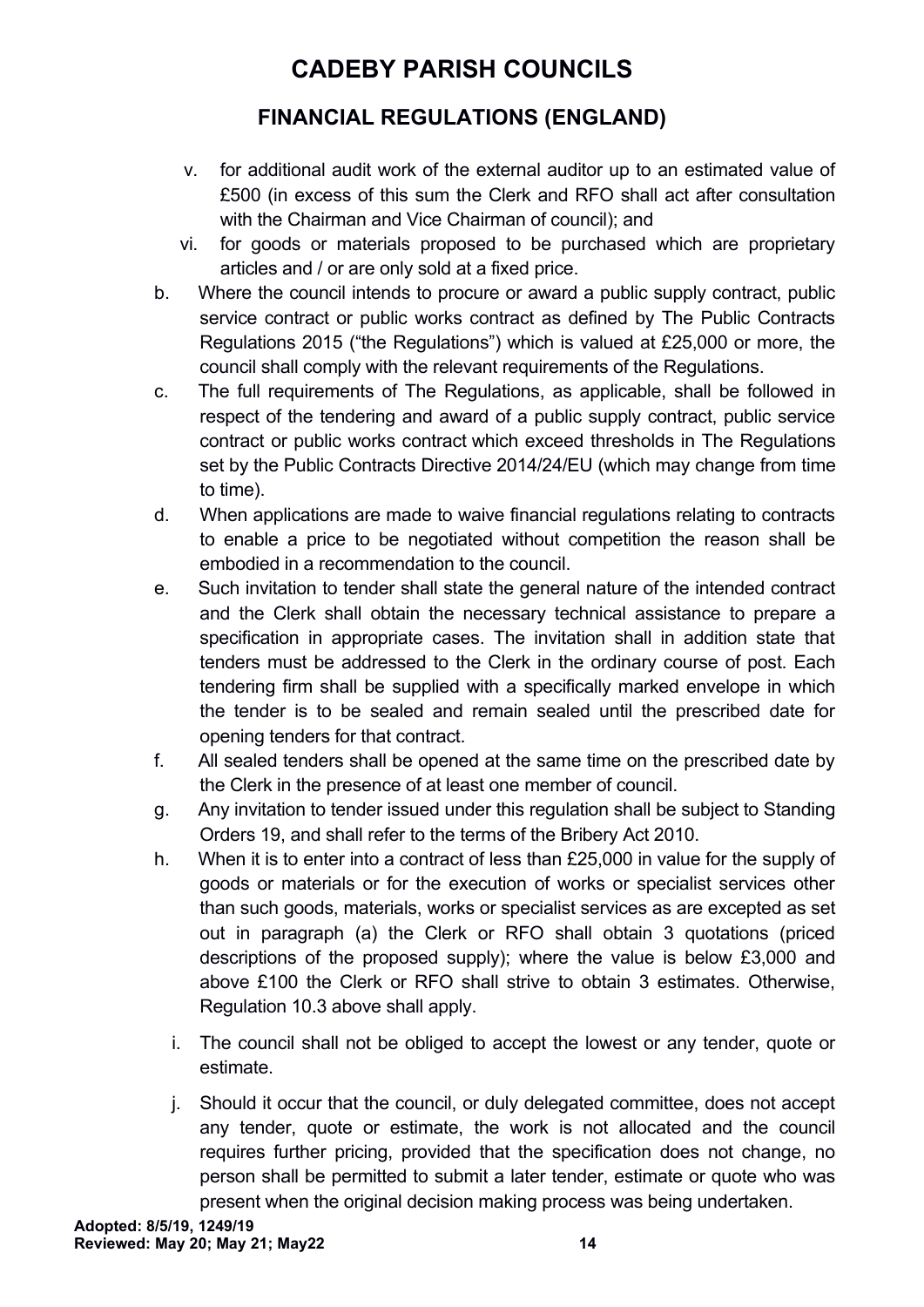v. for additional audit work of the external auditor up to an estimated value of £500 (in excess of this sum the Clerk and RFO shall act after consultation with the Chairman and Vice Chairman of council); and

vi. for goods or materials proposed to be purchased which are proprietary articles and / or are only sold at a fixed price.

b. Where the council intends to procure or award a public supply contract, public service contract or public works contract as defined by The Public Contracts Regulations 2015 ("the Regulations") which is valued at £25,000 or more, the council shall comply with the relevant requirements of the Regulations.

c. The full requirements of The Regulations, as applicable, shall be followed in respect of the tendering and award of a public supply contract, public service contract or public works contract which exceed thresholds in The Regulations set by the Public Contracts Directive 2014/24/EU (which may change from time to time).

d. When applications are made to waive financial regulations relating to contracts to enable a price to be negotiated without competition the reason shall be embodied in a recommendation to the council.

e. Such invitation to tender shall state the general nature of the intended contract and the Clerk shall obtain the necessary technical assistance to prepare a specification in appropriate cases. The invitation shall in addition state that tenders must be addressed to the Clerk in the ordinary course of post. Each tendering firm shall be supplied with a specifically marked envelope in which the tender is to be sealed and remain sealed until the prescribed date for opening tenders for that contract.

f. All sealed tenders shall be opened at the same time on the prescribed date by the Clerk in the presence of at least one member of council.

g. Any invitation to tender issued under this regulation shall be subject to Standing Orders 19, and shall refer to the terms of the Bribery Act 2010.

h. When it is to enter into a contract of less than £25,000 in value for the supply of goods or materials or for the execution of works or specialist services other than such goods, materials, works or specialist services as are excepted as set out in paragraph (a) the Clerk or RFO shall obtain 3 quotations (priced descriptions of the proposed supply); where the value is below £3,000 and above £100 the Clerk or RFO shall strive to obtain 3 estimates. Otherwise, Regulation 10.3 above shall apply.

i. The council shall not be obliged to accept the lowest or any tender, quote or estimate.

j. Should it occur that the council, or duly delegated committee, does not accept any tender, quote or estimate, the work is not allocated and the council requires further pricing, provided that the specification does not change, no person shall be permitted to submit a later tender, estimate or quote who was present when the original decision making process was being undertaken.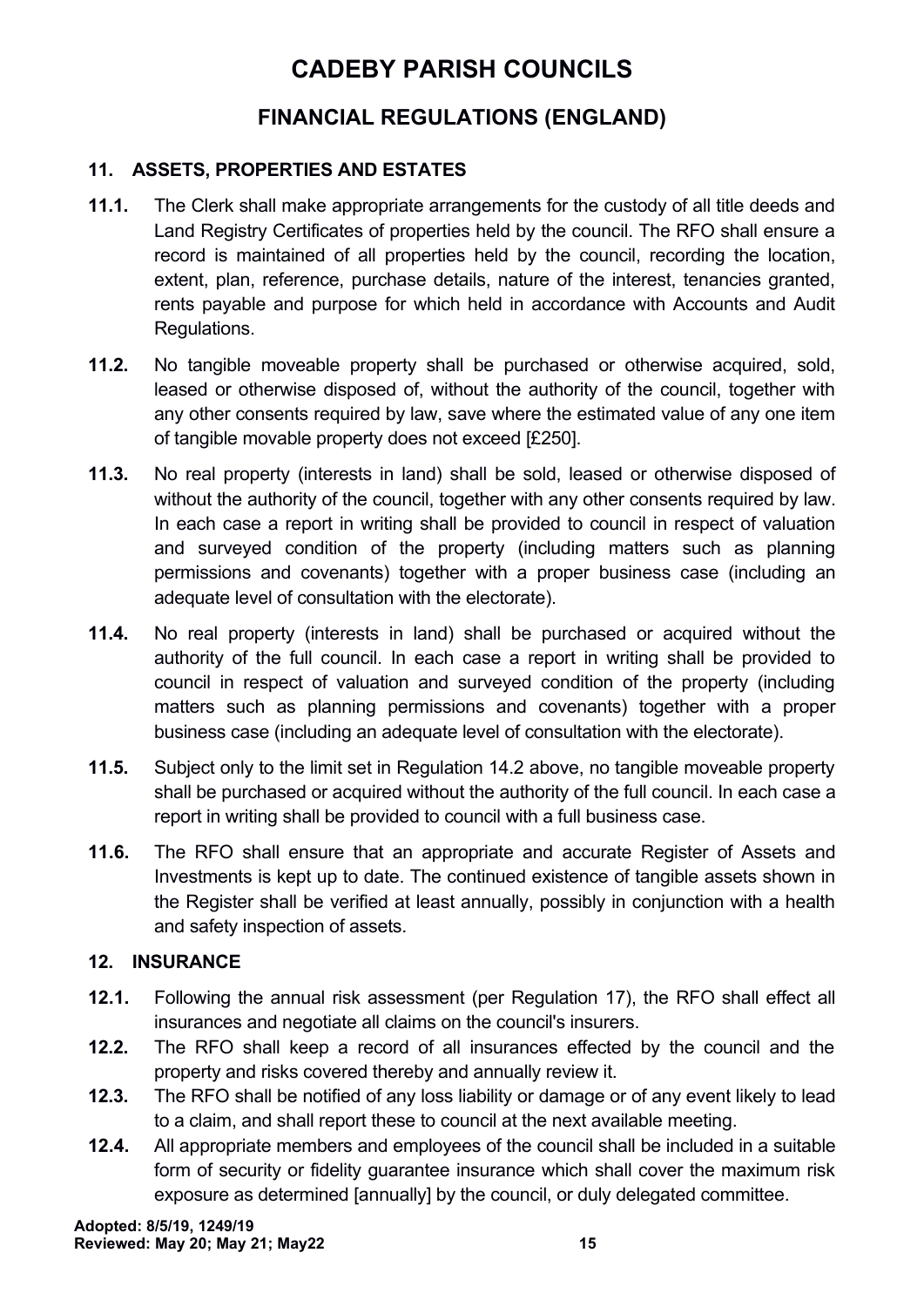# CADEBY PARISH COUNCILS

## FINANCIAL REGULATIONS (ENGLAND)

### 11. ASSETS, PROPERTIES AND ESTATES

**11.1.** The Clerk shall make appropriate arrangements for the custody of all title deeds and Land Registry Certificates of properties held by the council. The RFO shall ensure a record is maintained of all properties held by the council, recording the location, extent, plan, reference, purchase details, nature of the interest, tenancies granted, rents payable and purpose for which held in accordance with Accounts and Audit Regulations.

**11.2.** No tangible moveable property shall be purchased or otherwise acquired, sold, leased or otherwise disposed of, without the authority of the council, together with any other consents required by law, save where the estimated value of any one item of tangible movable property does not exceed [£250].

**11.3.** No real property (interests in land) shall be sold, leased or otherwise disposed of without the authority of the council, together with any other consents required by law. In each case a report in writing shall be provided to council in respect of valuation and surveyed condition of the property (including matters such as planning permissions and covenants) together with a proper business case (including an adequate level of consultation with the electorate).

**11.4.** No real property (interests in land) shall be purchased or acquired without the authority of the full council. In each case a report in writing shall be provided to council in respect of valuation and surveyed condition of the property (including matters such as planning permissions and covenants) together with a proper business case (including an adequate level of consultation with the electorate).

**11.5.** Subject only to the limit set in Regulation 14.2 above, no tangible moveable property shall be purchased or acquired without the authority of the full council. In each case a report in writing shall be provided to council with a full business case.

**11.6.** The RFO shall ensure that an appropriate and accurate Register of Assets and Investments is kept up to date. The continued existence of tangible assets shown in the Register shall be verified at least annually, possibly in conjunction with a health and safety inspection of assets.

### 12. INSURANCE

**12.1.** Following the annual risk assessment (per Regulation 17), the RFO shall effect all insurances and negotiate all claims on the council's insurers.

**12.2.** The RFO shall keep a record of all insurances effected by the council and the property and risks covered thereby and annually review it.

**12.3.** The RFO shall be notified of any loss liability or damage or of any event likely to lead to a claim, and shall report these to council at the next available meeting.

**12.4.** All appropriate members and employees of the council shall be included in a suitable form of security or fidelity guarantee insurance which shall cover the maximum risk exposure as determined [annually] by the council, or duly delegated committee.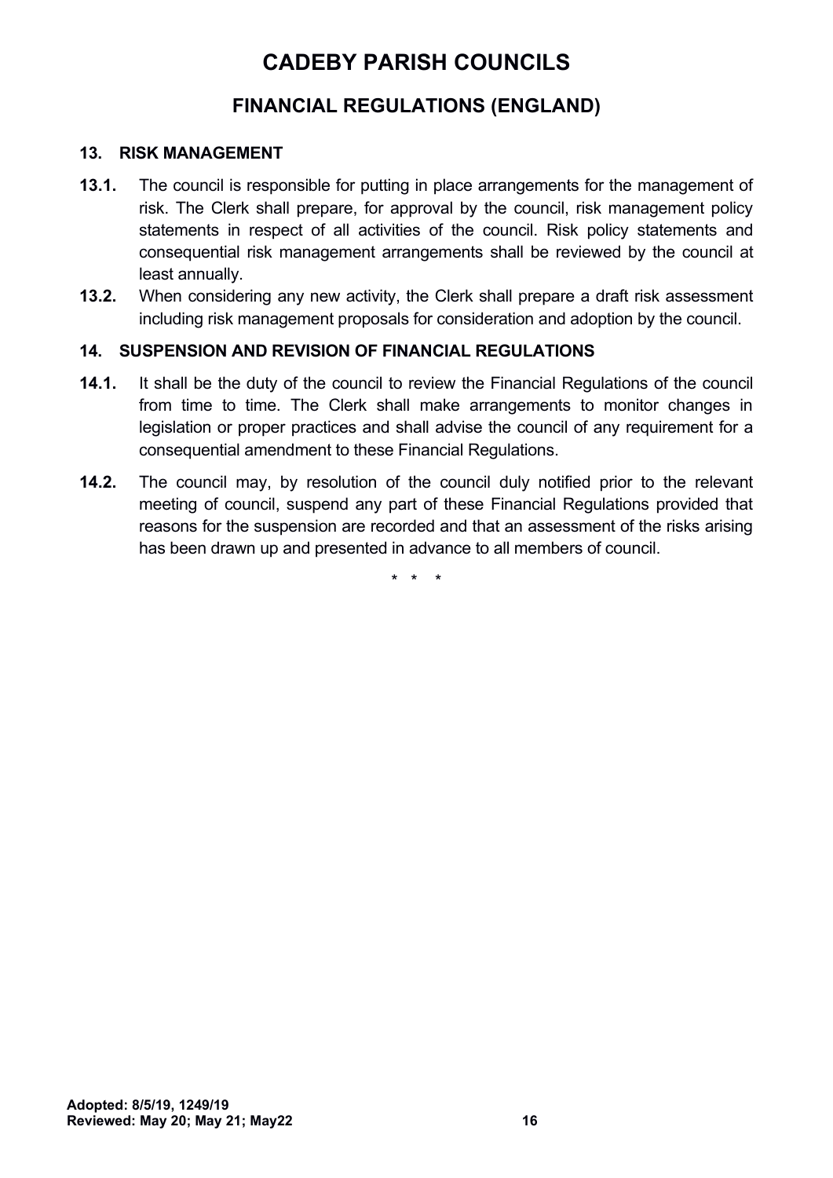# CADEBY PARISH COUNCILS

## FINANCIAL REGULATIONS (ENGLAND)

### 13. RISK MANAGEMENT

**13.1.** The council is responsible for putting in place arrangements for the management of risk. The Clerk shall prepare, for approval by the council, risk management policy statements in respect of all activities of the council. Risk policy statements and consequential risk management arrangements shall be reviewed by the council at least annually.

**13.2.** When considering any new activity, the Clerk shall prepare a draft risk assessment including risk management proposals for consideration and adoption by the council.

### 14. SUSPENSION AND REVISION OF FINANCIAL REGULATIONS

**14.1.** It shall be the duty of the council to review the Financial Regulations of the council from time to time. The Clerk shall make arrangements to monitor changes in legislation or proper practices and shall advise the council of any requirement for a consequential amendment to these Financial Regulations.

**14.2.** The council may, by resolution of the council duly notified prior to the relevant meeting of council, suspend any part of these Financial Regulations provided that reasons for the suspension are recorded and that an assessment of the risks arising has been drawn up and presented in advance to all members of council.

\* \* \*

**Adopted: 8/5/19, 1249/19**
**Reviewed: May 20; May 21; May22**